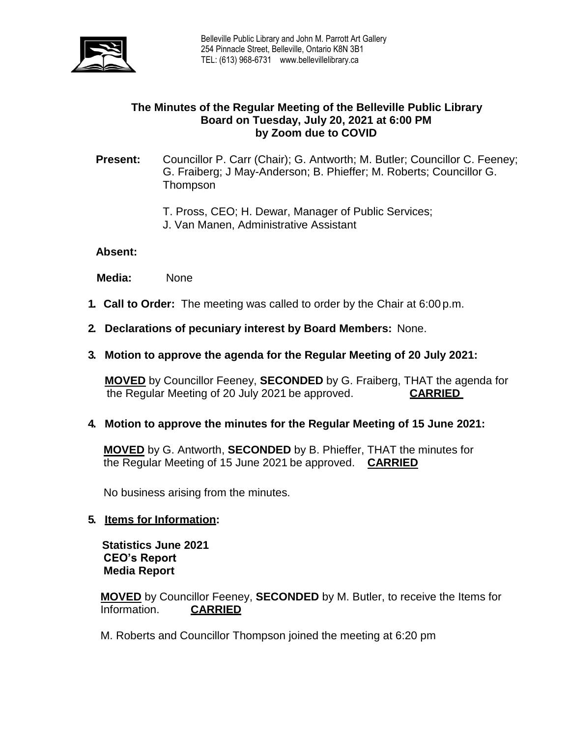Belleville Public Library and John M. Parrott Art Gallery
254 Pinnacle Street, Belleville, Ontario K8N 3B1
TEL: (613) 968-6731 www.bellevillelibrary.ca

## The Minutes of the Regular Meeting of the Belleville Public Library Board on Tuesday, July 20, 2021 at 6:00 PM by Zoom due to COVID

**Present:** Councillor P. Carr (Chair); G. Antworth; M. Butler; Councillor C. Feeney; G. Fraiberg; J May-Anderson; B. Phieffer; M. Roberts; Councillor G. Thompson

T. Pross, CEO; H. Dewar, Manager of Public Services; J. Van Manen, Administrative Assistant

**Absent:**

**Media:** None

1. **Call to Order:** The meeting was called to order by the Chair at 6:00 p.m.

2. **Declarations of pecuniary interest by Board Members:** None.

3. **Motion to approve the agenda for the Regular Meeting of 20 July 2021:**

   **MOVED** by Councillor Feeney, **SECONDED** by G. Fraiberg, THAT the agenda for the Regular Meeting of 20 July 2021 be approved. **CARRIED**

4. **Motion to approve the minutes for the Regular Meeting of 15 June 2021:**

   **MOVED** by G. Antworth, **SECONDED** by B. Phieffer, THAT the minutes for the Regular Meeting of 15 June 2021 be approved. **CARRIED**

   No business arising from the minutes.

5. **Items for Information:**

   **Statistics June 2021**
   **CEO's Report**
   **Media Report**

   **MOVED** by Councillor Feeney, **SECONDED** by M. Butler, to receive the Items for Information. **CARRIED**

   M. Roberts and Councillor Thompson joined the meeting at 6:20 pm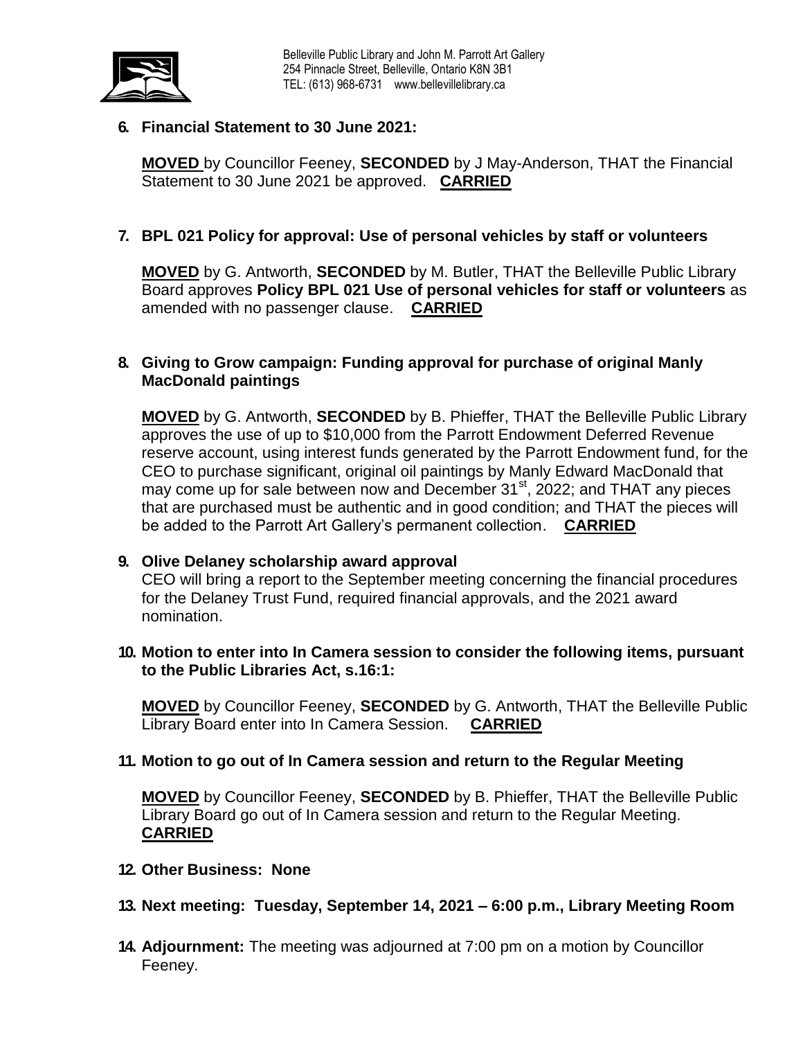**6. Financial Statement to 30 June 2021:**

**MOVED** by Councillor Feeney, **SECONDED** by J May-Anderson, THAT the Financial Statement to 30 June 2021 be approved. **CARRIED**

**7. BPL 021 Policy for approval: Use of personal vehicles by staff or volunteers**

**MOVED** by G. Antworth, **SECONDED** by M. Butler, THAT the Belleville Public Library Board approves **Policy BPL 021 Use of personal vehicles for staff or volunteers** as amended with no passenger clause. **CARRIED**

**8. Giving to Grow campaign: Funding approval for purchase of original Manly MacDonald paintings**

**MOVED** by G. Antworth, **SECONDED** by B. Phieffer, THAT the Belleville Public Library approves the use of up to $10,000 from the Parrott Endowment Deferred Revenue reserve account, using interest funds generated by the Parrott Endowment fund, for the CEO to purchase significant, original oil paintings by Manly Edward MacDonald that may come up for sale between now and December 31st, 2022; and THAT any pieces that are purchased must be authentic and in good condition; and THAT the pieces will be added to the Parrott Art Gallery's permanent collection. **CARRIED**

**9. Olive Delaney scholarship award approval**

CEO will bring a report to the September meeting concerning the financial procedures for the Delaney Trust Fund, required financial approvals, and the 2021 award nomination.

**10. Motion to enter into In Camera session to consider the following items, pursuant to the Public Libraries Act, s.16:1:**

**MOVED** by Councillor Feeney, **SECONDED** by G. Antworth, THAT the Belleville Public Library Board enter into In Camera Session. **CARRIED**

**11. Motion to go out of In Camera session and return to the Regular Meeting**

**MOVED** by Councillor Feeney, **SECONDED** by B. Phieffer, THAT the Belleville Public Library Board go out of In Camera session and return to the Regular Meeting. **CARRIED**

**12. Other Business: None**

**13. Next meeting: Tuesday, September 14, 2021 – 6:00 p.m., Library Meeting Room**

**14. Adjournment:** The meeting was adjourned at 7:00 pm on a motion by Councillor Feeney.